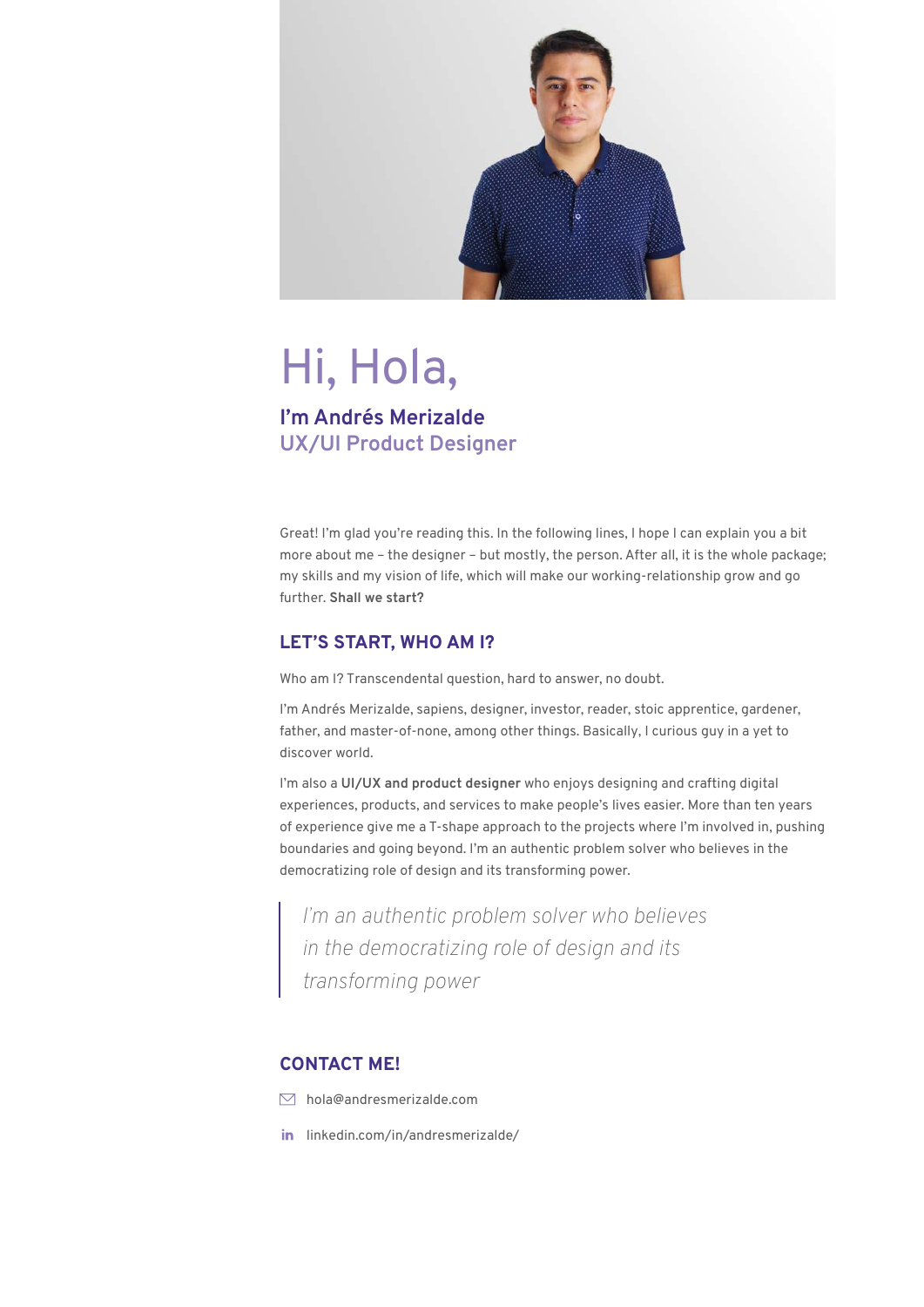# Hi, Hola,

## I'm Andrés Merizalde
### UX/UI Product Designer

Great! I'm glad you're reading this. In the following lines, I hope I can explain you a bit more about me – the designer – but mostly, the person. After all, it is the whole package; my skills and my vision of life, which will make our working-relationship grow and go further. **Shall we start?**

## LET'S START, WHO AM I?

Who am I? Transcendental question, hard to answer, no doubt.

I'm Andrés Merizalde, sapiens, designer, investor, reader, stoic apprentice, gardener, father, and master-of-none, among other things. Basically, I curious guy in a yet to discover world.

I'm also a **UI/UX and product designer** who enjoys designing and crafting digital experiences, products, and services to make people's lives easier. More than ten years of experience give me a T-shape approach to the projects where I'm involved in, pushing boundaries and going beyond. I'm an authentic problem solver who believes in the democratizing role of design and its transforming power.

> *I'm an authentic problem solver who believes in the democratizing role of design and its transforming power*

## CONTACT ME!

hola@andresmerizalde.com

linkedin.com/in/andresmerizalde/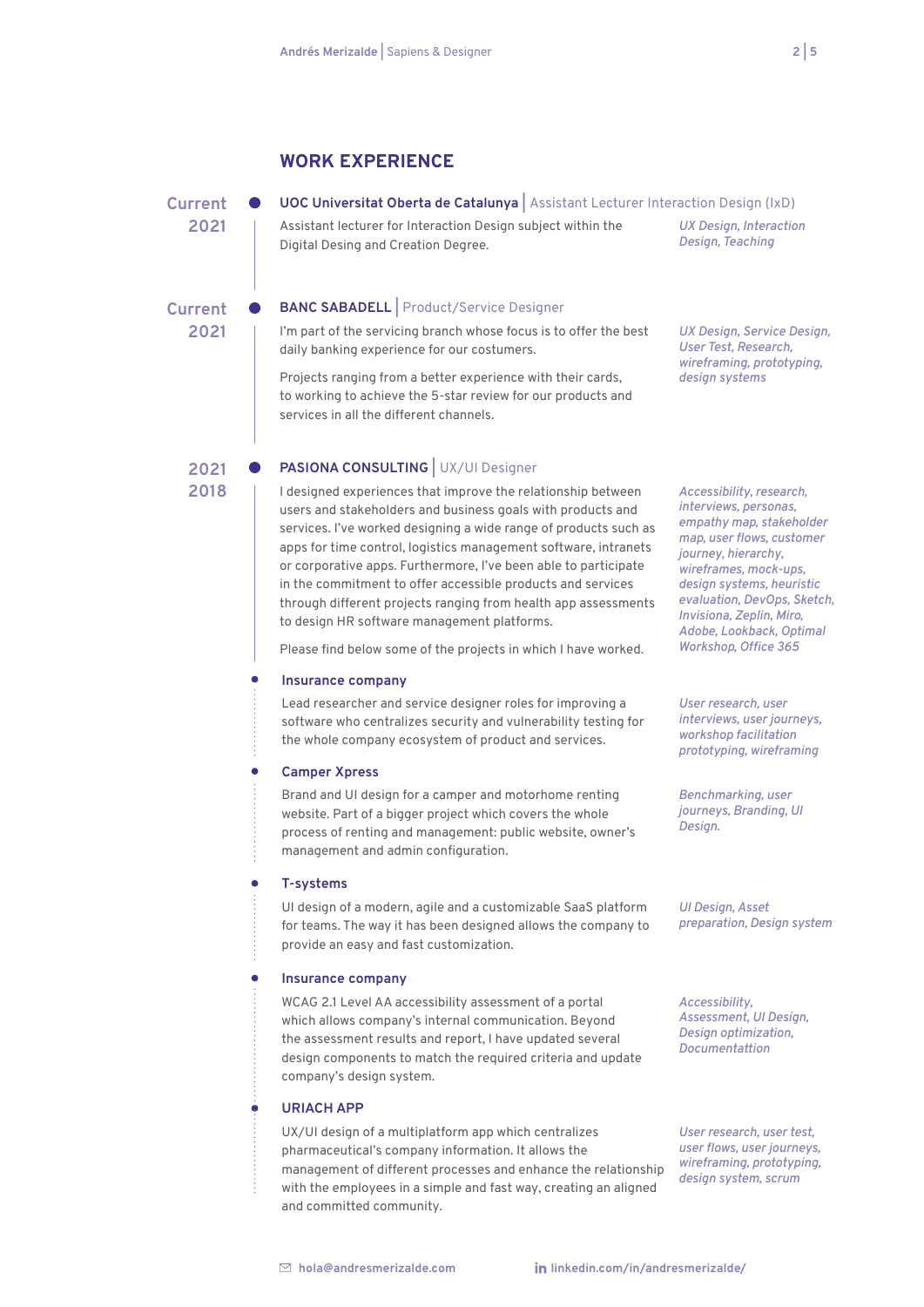## WORK EXPERIENCE

**Current 2021**

### UOC Universitat Oberta de Catalunya | Assistant Lecturer Interaction Design (IxD)

Assistant lecturer for Interaction Design subject within the Digital Desing and Creation Degree.

*UX Design, Interaction Design, Teaching*

**Current 2021**

### BANC SABADELL | Product/Service Designer

I'm part of the servicing branch whose focus is to offer the best daily banking experience for our costumers.

Projects ranging from a better experience with their cards, to working to achieve the 5-star review for our products and services in all the different channels.

*UX Design, Service Design, User Test, Research, wireframing, prototyping, design systems*

**2021 2018**

### PASIONA CONSULTING | UX/UI Designer

I designed experiences that improve the relationship between users and stakeholders and business goals with products and services. I've worked designing a wide range of products such as apps for time control, logistics management software, intranets or corporative apps. Furthermore, I've been able to participate in the commitment to offer accessible products and services through different projects ranging from health app assessments to design HR software management platforms.

Please find below some of the projects in which I have worked.

*Accessibility, research, interviews, personas, empathy map, stakeholder map, user flows, customer journey, hierarchy, wireframes, mock-ups, design systems, heuristic evaluation, DevOps, Sketch, Invisiona, Zeplin, Miro, Adobe, Lookback, Optimal Workshop, Office 365*

#### Insurance company

Lead researcher and service designer roles for improving a software who centralizes security and vulnerability testing for the whole company ecosystem of product and services.

*User research, user interviews, user journeys, workshop facilitation prototyping, wireframing*

#### Camper Xpress

Brand and UI design for a camper and motorhome renting website. Part of a bigger project which covers the whole process of renting and management: public website, owner's management and admin configuration.

*Benchmarking, user journeys, Branding, UI Design.*

#### T-systems

UI design of a modern, agile and a customizable SaaS platform for teams. The way it has been designed allows the company to provide an easy and fast customization.

*UI Design, Asset preparation, Design system*

#### Insurance company

WCAG 2.1 Level AA accessibility assessment of a portal which allows company's internal communication. Beyond the assessment results and report, I have updated several design components to match the required criteria and update company's design system.

*Accessibility, Assessment, UI Design, Design optimization, Documentattion*

#### URIACH APP

UX/UI design of a multiplatform app which centralizes pharmaceutical's company information. It allows the management of different processes and enhance the relationship with the employees in a simple and fast way, creating an aligned and committed community.

*User research, user test, user flows, user journeys, wireframing, prototyping, design system, scrum*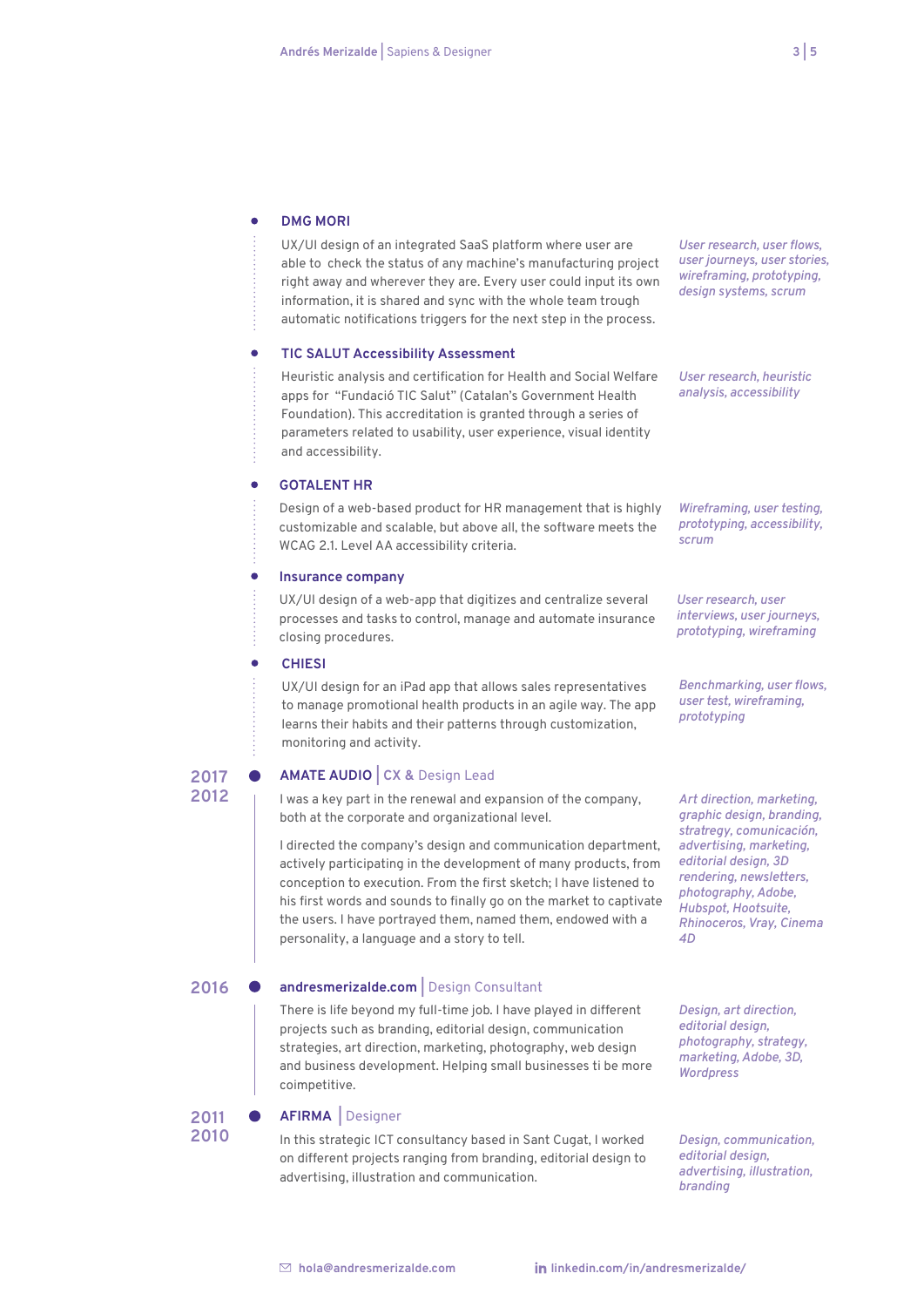### DMG MORI

UX/UI design of an integrated SaaS platform where user are able to check the status of any machine's manufacturing project right away and wherever they are. Every user could input its own information, it is shared and sync with the whole team trough automatic notifications triggers for the next step in the process.

*User research, user flows, user journeys, user stories, wireframing, prototyping, design systems, scrum*

### TIC SALUT Accessibility Assessment

Heuristic analysis and certification for Health and Social Welfare apps for "Fundació TIC Salut" (Catalan's Government Health Foundation). This accreditation is granted through a series of parameters related to usability, user experience, visual identity and accessibility.

*User research, heuristic analysis, accessibility*

### GOTALENT HR

Design of a web-based product for HR management that is highly customizable and scalable, but above all, the software meets the WCAG 2.1. Level AA accessibility criteria.

*Wireframing, user testing, prototyping, accessibility, scrum*

### Insurance company

UX/UI design of a web-app that digitizes and centralize several processes and tasks to control, manage and automate insurance closing procedures.

*User research, user interviews, user journeys, prototyping, wireframing*

### CHIESI

UX/UI design for an iPad app that allows sales representatives to manage promotional health products in an agile way. The app learns their habits and their patterns through customization, monitoring and activity.

*Benchmarking, user flows, user test, wireframing, prototyping*

## 2017 – 2012 · AMATE AUDIO | CX & Design Lead

I was a key part in the renewal and expansion of the company, both at the corporate and organizational level.

I directed the company's design and communication department, actively participating in the development of many products, from conception to execution. From the first sketch; I have listened to his first words and sounds to finally go on the market to captivate the users. I have portrayed them, named them, endowed with a personality, a language and a story to tell.

*Art direction, marketing, graphic design, branding, stratregy, comunicación, advertising, marketing, editorial design, 3D rendering, newsletters, photography, Adobe, Hubspot, Hootsuite, Rhinoceros, Vray, Cinema 4D*

## 2016 · andresmerizalde.com | Design Consultant

There is life beyond my full-time job. I have played in different projects such as branding, editorial design, communication strategies, art direction, marketing, photography, web design and business development. Helping small businesses ti be more coimpetitive.

*Design, art direction, editorial design, photography, strategy, marketing, Adobe, 3D, Wordpress*

## 2011 – 2010 · AFIRMA | Designer

In this strategic ICT consultancy based in Sant Cugat, I worked on different projects ranging from branding, editorial design to advertising, illustration and communication.

*Design, communication, editorial design, advertising, illustration, branding*

hola@andresmerizalde.com | linkedin.com/in/andresmerizalde/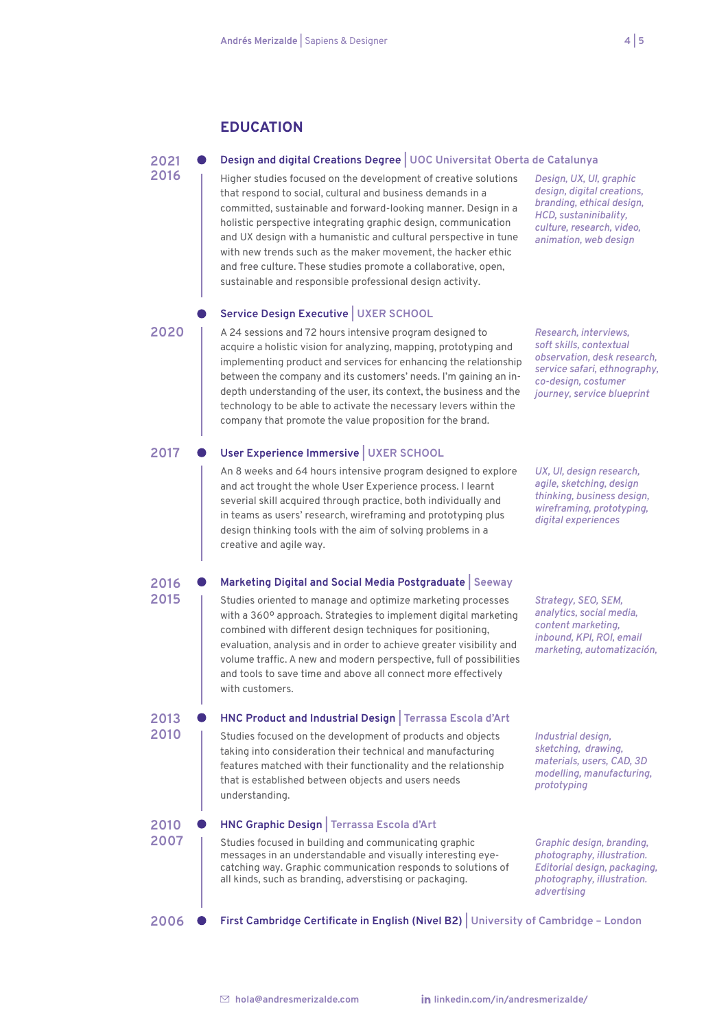## EDUCATION

**2021 – 2016**

### Design and digital Creations Degree | UOC Universitat Oberta de Catalunya

Higher studies focused on the development of creative solutions that respond to social, cultural and business demands in a committed, sustainable and forward-looking manner. Design in a holistic perspective integrating graphic design, communication and UX design with a humanistic and cultural perspective in tune with new trends such as the maker movement, the hacker ethic and free culture. These studies promote a collaborative, open, sustainable and responsible professional design activity.

*Design, UX, UI, graphic design, digital creations, branding, ethical design, HCD, sustaninibality, culture, research, video, animation, web design*

**2020**

### Service Design Executive | UXER SCHOOL

A 24 sessions and 72 hours intensive program designed to acquire a holistic vision for analyzing, mapping, prototyping and implementing product and services for enhancing the relationship between the company and its customers' needs. I'm gaining an in-depth understanding of the user, its context, the business and the technology to be able to activate the necessary levers within the company that promote the value proposition for the brand.

*Research, interviews, soft skills, contextual observation, desk research, service safari, ethnography, co-design, costumer journey, service blueprint*

**2017**

### User Experience Immersive | UXER SCHOOL

An 8 weeks and 64 hours intensive program designed to explore and act trought the whole User Experience process. I learnt severial skill acquired through practice, both individually and in teams as users' research, wireframing and prototyping plus design thinking tools with the aim of solving problems in a creative and agile way.

*UX, UI, design research, agile, sketching, design thinking, business design, wireframing, prototyping, digital experiences*

**2016 – 2015**

### Marketing Digital and Social Media Postgraduate | Seeway

Studies oriented to manage and optimize marketing processes with a 360º approach. Strategies to implement digital marketing combined with different design techniques for positioning, evaluation, analysis and in order to achieve greater visibility and volume traffic. A new and modern perspective, full of possibilities and tools to save time and above all connect more effectively with customers.

*Strategy, SEO, SEM, analytics, social media, content marketing, inbound, KPI, ROI, email marketing, automatización,*

**2013 – 2010**

### HNC Product and Industrial Design | Terrassa Escola d'Art

Studies focused on the development of products and objects taking into consideration their technical and manufacturing features matched with their functionality and the relationship that is established between objects and users needs understanding.

*Industrial design, sketching, drawing, materials, users, CAD, 3D modelling, manufacturing, prototyping*

**2010 – 2007**

### HNC Graphic Design | Terrassa Escola d'Art

Studies focused in building and communicating graphic messages in an understandable and visually interesting eye-catching way. Graphic communication responds to solutions of all kinds, such as branding, adverstising or packaging.

*Graphic design, branding, photography, illustration. Editorial design, packaging, photography, illustration. advertising*

**2006**

### First Cambridge Certificate in English (Nivel B2) | University of Cambridge – London

hola@andresmerizalde.com

linkedin.com/in/andresmerizalde/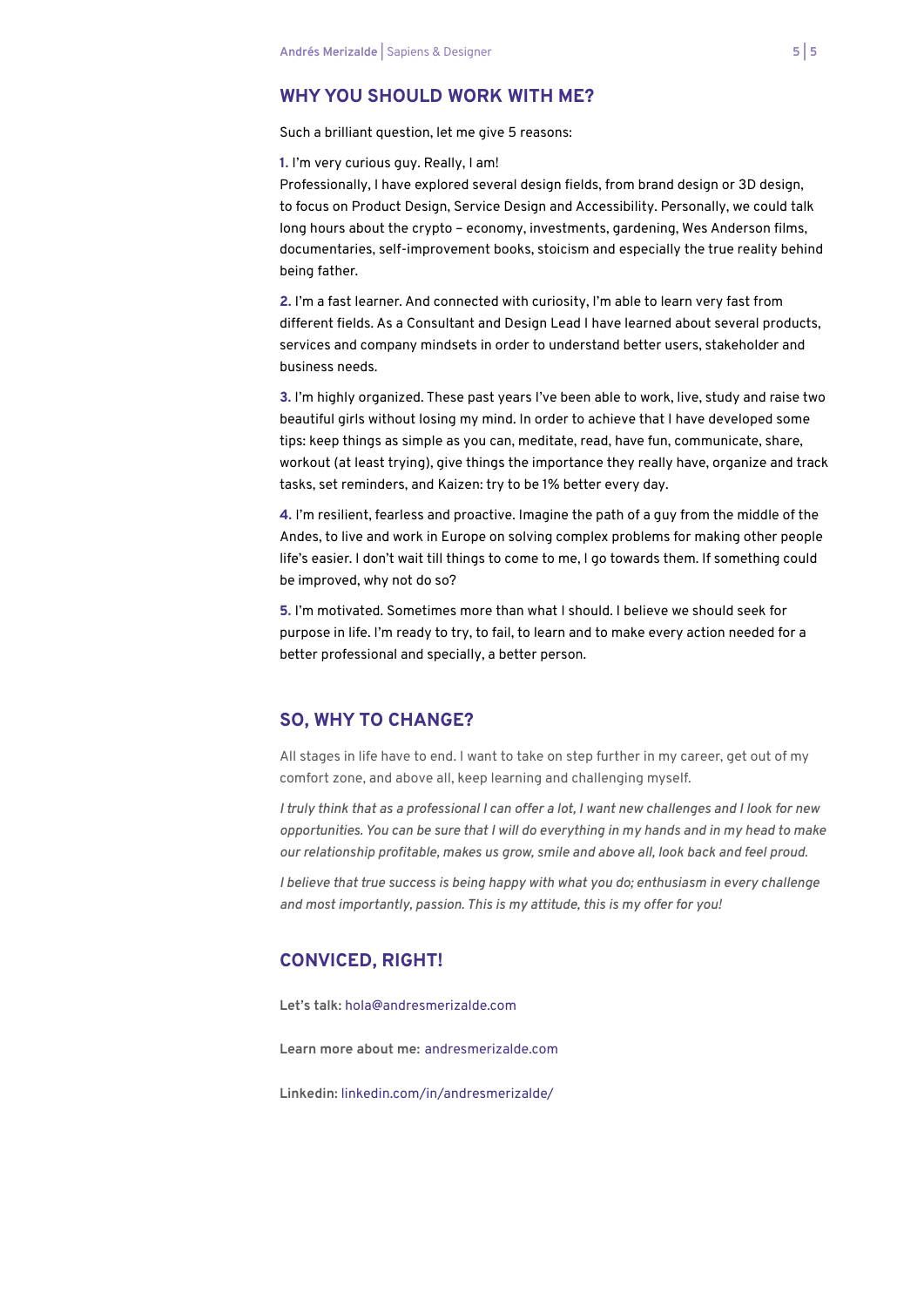## WHY YOU SHOULD WORK WITH ME?

Such a brilliant question, let me give 5 reasons:

**1.** I'm very curious guy. Really, I am!
Professionally, I have explored several design fields, from brand design or 3D design, to focus on Product Design, Service Design and Accessibility. Personally, we could talk long hours about the crypto – economy, investments, gardening, Wes Anderson films, documentaries, self-improvement books, stoicism and especially the true reality behind being father.

**2.** I'm a fast learner. And connected with curiosity, I'm able to learn very fast from different fields. As a Consultant and Design Lead I have learned about several products, services and company mindsets in order to understand better users, stakeholder and business needs.

**3.** I'm highly organized. These past years I've been able to work, live, study and raise two beautiful girls without losing my mind. In order to achieve that I have developed some tips: keep things as simple as you can, meditate, read, have fun, communicate, share, workout (at least trying), give things the importance they really have, organize and track tasks, set reminders, and Kaizen: try to be 1% better every day.

**4.** I'm resilient, fearless and proactive. Imagine the path of a guy from the middle of the Andes, to live and work in Europe on solving complex problems for making other people life's easier. I don't wait till things to come to me, I go towards them. If something could be improved, why not do so?

**5.** I'm motivated. Sometimes more than what I should. I believe we should seek for purpose in life. I'm ready to try, to fail, to learn and to make every action needed for a better professional and specially, a better person.

## SO, WHY TO CHANGE?

All stages in life have to end. I want to take on step further in my career, get out of my comfort zone, and above all, keep learning and challenging myself.

*I truly think that as a professional I can offer a lot, I want new challenges and I look for new opportunities. You can be sure that I will do everything in my hands and in my head to make our relationship profitable, makes us grow, smile and above all, look back and feel proud.*

*I believe that true success is being happy with what you do; enthusiasm in every challenge and most importantly, passion. This is my attitude, this is my offer for you!*

## CONVICED, RIGHT!

**Let's talk:** hola@andresmerizalde.com

**Learn more about me:** andresmerizalde.com

**Linkedin:** linkedin.com/in/andresmerizalde/